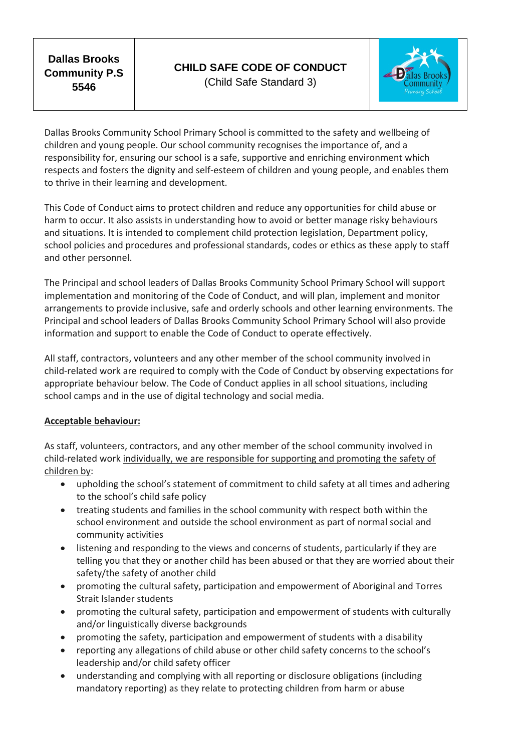| Dallas Brooks Community P.S 5546 | **CHILD SAFE CODE OF CONDUCT** (Child Safe Standard 3) | |
|---|---|---|

Dallas Brooks Community School Primary School is committed to the safety and wellbeing of children and young people. Our school community recognises the importance of, and a responsibility for, ensuring our school is a safe, supportive and enriching environment which respects and fosters the dignity and self-esteem of children and young people, and enables them to thrive in their learning and development.

This Code of Conduct aims to protect children and reduce any opportunities for child abuse or harm to occur. It also assists in understanding how to avoid or better manage risky behaviours and situations. It is intended to complement child protection legislation, Department policy, school policies and procedures and professional standards, codes or ethics as these apply to staff and other personnel.

The Principal and school leaders of Dallas Brooks Community School Primary School will support implementation and monitoring of the Code of Conduct, and will plan, implement and monitor arrangements to provide inclusive, safe and orderly schools and other learning environments. The Principal and school leaders of Dallas Brooks Community School Primary School will also provide information and support to enable the Code of Conduct to operate effectively.

All staff, contractors, volunteers and any other member of the school community involved in child-related work are required to comply with the Code of Conduct by observing expectations for appropriate behaviour below. The Code of Conduct applies in all school situations, including school camps and in the use of digital technology and social media.

**Acceptable behaviour:**

As staff, volunteers, contractors, and any other member of the school community involved in child-related work individually, we are responsible for supporting and promoting the safety of children by:

- upholding the school's statement of commitment to child safety at all times and adhering to the school's child safe policy
- treating students and families in the school community with respect both within the school environment and outside the school environment as part of normal social and community activities
- listening and responding to the views and concerns of students, particularly if they are telling you that they or another child has been abused or that they are worried about their safety/the safety of another child
- promoting the cultural safety, participation and empowerment of Aboriginal and Torres Strait Islander students
- promoting the cultural safety, participation and empowerment of students with culturally and/or linguistically diverse backgrounds
- promoting the safety, participation and empowerment of students with a disability
- reporting any allegations of child abuse or other child safety concerns to the school's leadership and/or child safety officer
- understanding and complying with all reporting or disclosure obligations (including mandatory reporting) as they relate to protecting children from harm or abuse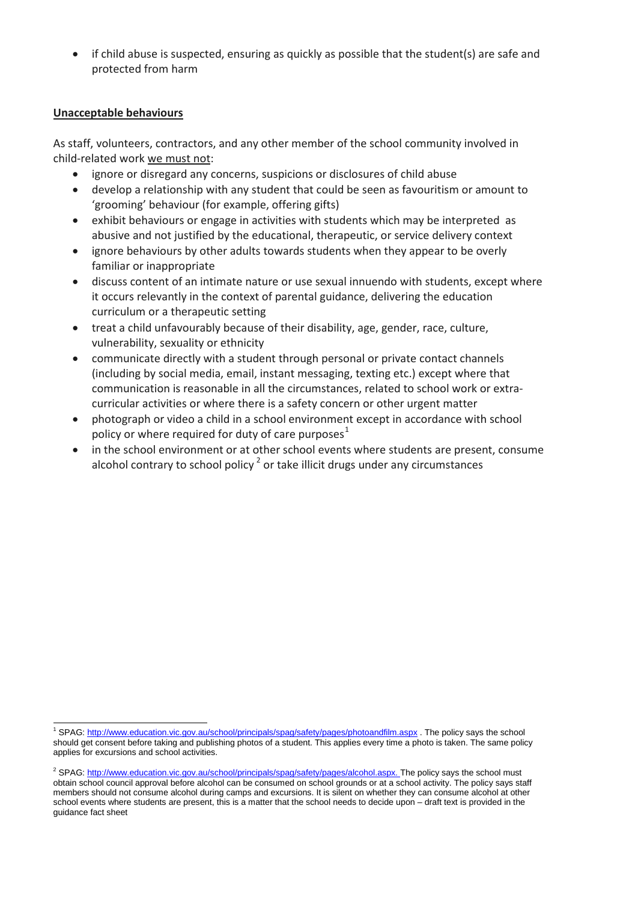- if child abuse is suspected, ensuring as quickly as possible that the student(s) are safe and protected from harm

**Unacceptable behaviours**

As staff, volunteers, contractors, and any other member of the school community involved in child-related work we must not:

- ignore or disregard any concerns, suspicions or disclosures of child abuse
- develop a relationship with any student that could be seen as favouritism or amount to 'grooming' behaviour (for example, offering gifts)
- exhibit behaviours or engage in activities with students which may be interpreted as abusive and not justified by the educational, therapeutic, or service delivery context
- ignore behaviours by other adults towards students when they appear to be overly familiar or inappropriate
- discuss content of an intimate nature or use sexual innuendo with students, except where it occurs relevantly in the context of parental guidance, delivering the education curriculum or a therapeutic setting
- treat a child unfavourably because of their disability, age, gender, race, culture, vulnerability, sexuality or ethnicity
- communicate directly with a student through personal or private contact channels (including by social media, email, instant messaging, texting etc.) except where that communication is reasonable in all the circumstances, related to school work or extra-curricular activities or where there is a safety concern or other urgent matter
- photograph or video a child in a school environment except in accordance with school policy or where required for duty of care purposes[1]
- in the school environment or at other school events where students are present, consume alcohol contrary to school policy [2] or take illicit drugs under any circumstances

[1] SPAG: http://www.education.vic.gov.au/school/principals/spag/safety/pages/photoandfilm.aspx . The policy says the school should get consent before taking and publishing photos of a student. This applies every time a photo is taken. The same policy applies for excursions and school activities.

[2] SPAG: http://www.education.vic.gov.au/school/principals/spag/safety/pages/alcohol.aspx. The policy says the school must obtain school council approval before alcohol can be consumed on school grounds or at a school activity. The policy says staff members should not consume alcohol during camps and excursions. It is silent on whether they can consume alcohol at other school events where students are present, this is a matter that the school needs to decide upon – draft text is provided in the guidance fact sheet